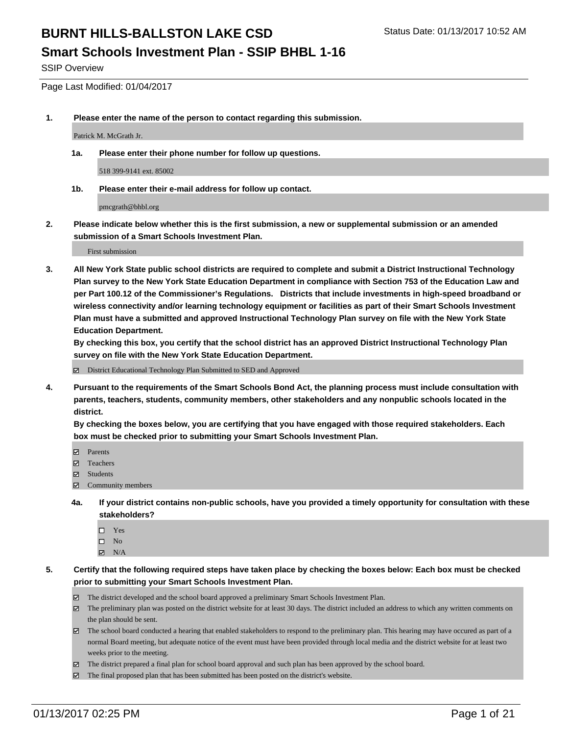# BURNT HILLS-BALLSTON LAKE CSD

Status Date: 01/13/2017 10:52 AM

## Smart Schools Investment Plan - SSIP BHBL 1-16

SSIP Overview

Page Last Modified: 01/04/2017

**1. Please enter the name of the person to contact regarding this submission.**

Patrick M. McGrath Jr.

**1a. Please enter their phone number for follow up questions.**

518 399-9141 ext. 85002

**1b. Please enter their e-mail address for follow up contact.**

pmcgrath@bhbl.org

**2. Please indicate below whether this is the first submission, a new or supplemental submission or an amended submission of a Smart Schools Investment Plan.**

First submission

**3. All New York State public school districts are required to complete and submit a District Instructional Technology Plan survey to the New York State Education Department in compliance with Section 753 of the Education Law and per Part 100.12 of the Commissioner's Regulations. Districts that include investments in high-speed broadband or wireless connectivity and/or learning technology equipment or facilities as part of their Smart Schools Investment Plan must have a submitted and approved Instructional Technology Plan survey on file with the New York State Education Department.**

**By checking this box, you certify that the school district has an approved District Instructional Technology Plan survey on file with the New York State Education Department.**

- ☑ District Educational Technology Plan Submitted to SED and Approved

**4. Pursuant to the requirements of the Smart Schools Bond Act, the planning process must include consultation with parents, teachers, students, community members, other stakeholders and any nonpublic schools located in the district.**

**By checking the boxes below, you are certifying that you have engaged with those required stakeholders. Each box must be checked prior to submitting your Smart Schools Investment Plan.**

- ☑ Parents
- ☑ Teachers
- ☑ Students
- ☑ Community members

**4a. If your district contains non-public schools, have you provided a timely opportunity for consultation with these stakeholders?**

- ☐ Yes
- ☐ No
- ☑ N/A

**5. Certify that the following required steps have taken place by checking the boxes below: Each box must be checked prior to submitting your Smart Schools Investment Plan.**

- ☑ The district developed and the school board approved a preliminary Smart Schools Investment Plan.
- ☑ The preliminary plan was posted on the district website for at least 30 days. The district included an address to which any written comments on the plan should be sent.
- ☑ The school board conducted a hearing that enabled stakeholders to respond to the preliminary plan. This hearing may have occured as part of a normal Board meeting, but adequate notice of the event must have been provided through local media and the district website for at least two weeks prior to the meeting.
- ☑ The district prepared a final plan for school board approval and such plan has been approved by the school board.
- ☑ The final proposed plan that has been submitted has been posted on the district's website.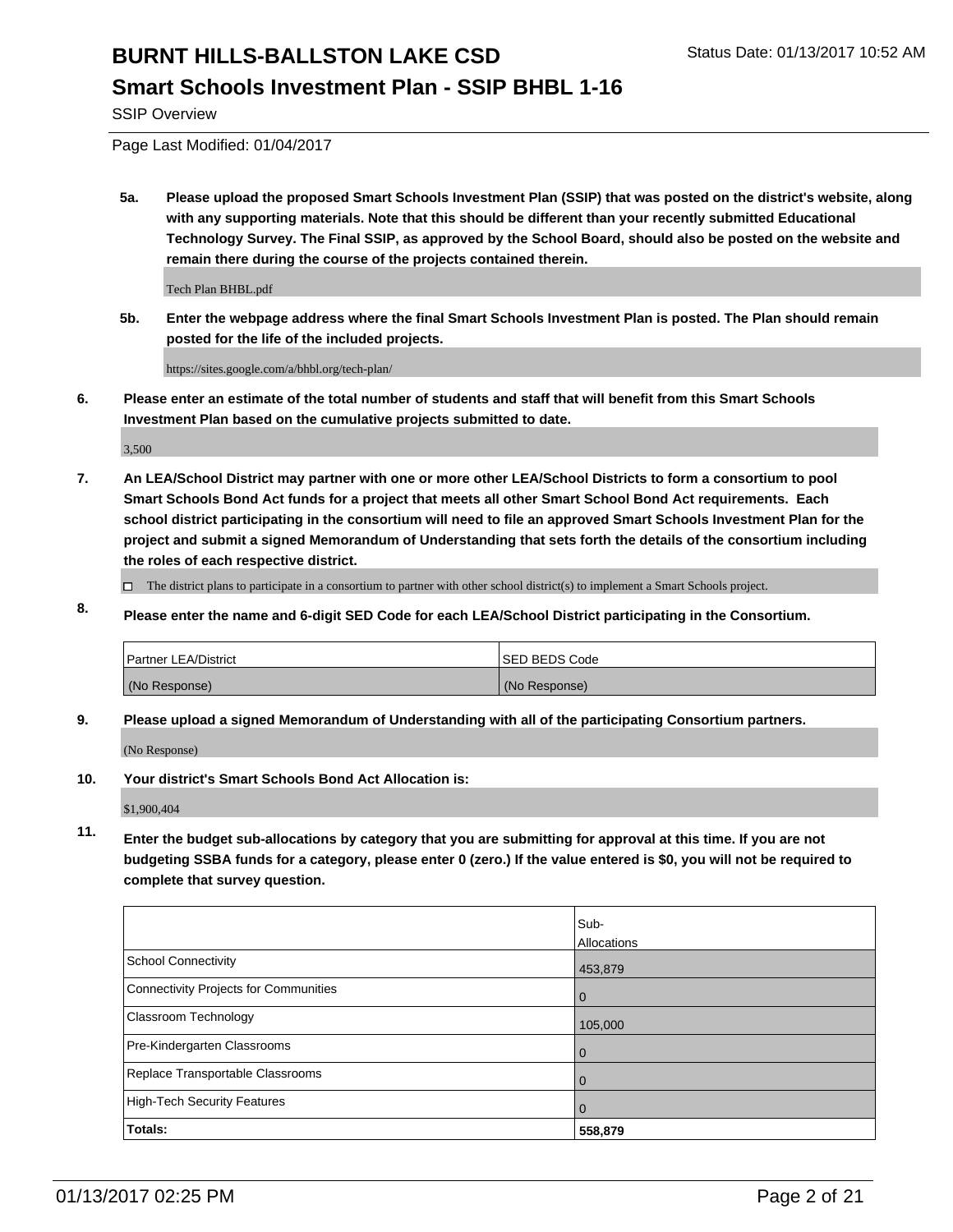SSIP Overview

Page Last Modified: 01/04/2017

**5a. Please upload the proposed Smart Schools Investment Plan (SSIP) that was posted on the district's website, along with any supporting materials. Note that this should be different than your recently submitted Educational Technology Survey. The Final SSIP, as approved by the School Board, should also be posted on the website and remain there during the course of the projects contained therein.**

Tech Plan BHBL.pdf

**5b. Enter the webpage address where the final Smart Schools Investment Plan is posted. The Plan should remain posted for the life of the included projects.**

https://sites.google.com/a/bhbl.org/tech-plan/

**6. Please enter an estimate of the total number of students and staff that will benefit from this Smart Schools Investment Plan based on the cumulative projects submitted to date.**

3,500

**7. An LEA/School District may partner with one or more other LEA/School Districts to form a consortium to pool Smart Schools Bond Act funds for a project that meets all other Smart School Bond Act requirements. Each school district participating in the consortium will need to file an approved Smart Schools Investment Plan for the project and submit a signed Memorandum of Understanding that sets forth the details of the consortium including the roles of each respective district.**

☐ The district plans to participate in a consortium to partner with other school district(s) to implement a Smart Schools project.

**8. Please enter the name and 6-digit SED Code for each LEA/School District participating in the Consortium.**

| Partner LEA/District | SED BEDS Code |
|---|---|
| (No Response) | (No Response) |

**9. Please upload a signed Memorandum of Understanding with all of the participating Consortium partners.**

(No Response)

**10. Your district's Smart Schools Bond Act Allocation is:**

$1,900,404

**11. Enter the budget sub-allocations by category that you are submitting for approval at this time. If you are not budgeting SSBA funds for a category, please enter 0 (zero.) If the value entered is $0, you will not be required to complete that survey question.**

| | Sub-Allocations |
|---|---|
| School Connectivity | 453,879 |
| Connectivity Projects for Communities | 0 |
| Classroom Technology | 105,000 |
| Pre-Kindergarten Classrooms | 0 |
| Replace Transportable Classrooms | 0 |
| High-Tech Security Features | 0 |
| **Totals:** | **558,879** |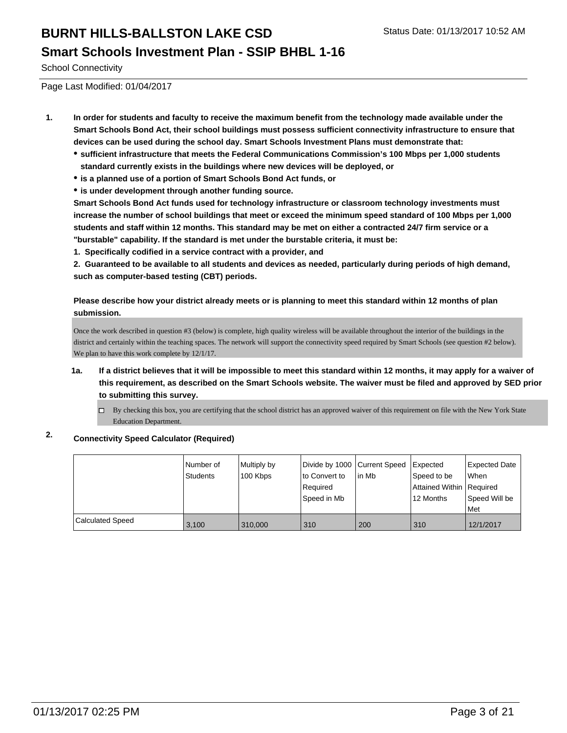# BURNT HILLS-BALLSTON LAKE CSD

Status Date: 01/13/2017 10:52 AM

## Smart Schools Investment Plan - SSIP BHBL 1-16

School Connectivity

Page Last Modified: 01/04/2017

1. **In order for students and faculty to receive the maximum benefit from the technology made available under the Smart Schools Bond Act, their school buildings must possess sufficient connectivity infrastructure to ensure that devices can be used during the school day. Smart Schools Investment Plans must demonstrate that:**
   - **sufficient infrastructure that meets the Federal Communications Commission's 100 Mbps per 1,000 students standard currently exists in the buildings where new devices will be deployed, or**
   - **is a planned use of a portion of Smart Schools Bond Act funds, or**
   - **is under development through another funding source.**

   **Smart Schools Bond Act funds used for technology infrastructure or classroom technology investments must increase the number of school buildings that meet or exceed the minimum speed standard of 100 Mbps per 1,000 students and staff within 12 months. This standard may be met on either a contracted 24/7 firm service or a "burstable" capability. If the standard is met under the burstable criteria, it must be:**

   **1. Specifically codified in a service contract with a provider, and**

   **2. Guaranteed to be available to all students and devices as needed, particularly during periods of high demand, such as computer-based testing (CBT) periods.**

   **Please describe how your district already meets or is planning to meet this standard within 12 months of plan submission.**

   Once the work described in question #3 (below) is complete, high quality wireless will be available throughout the interior of the buildings in the district and certainly within the teaching spaces. The network will support the connectivity speed required by Smart Schools (see question #2 below). We plan to have this work complete by 12/1/17.

   **1a. If a district believes that it will be impossible to meet this standard within 12 months, it may apply for a waiver of this requirement, as described on the Smart Schools website. The waiver must be filed and approved by SED prior to submitting this survey.**

   ☐ By checking this box, you are certifying that the school district has an approved waiver of this requirement on file with the New York State Education Department.

2. **Connectivity Speed Calculator (Required)**

| | Number of Students | Multiply by 100 Kbps | Divide by 1000 to Convert to Required Speed in Mb | Current Speed in Mb | Expected Speed to be Attained Within 12 Months | Expected Date When Required Speed Will be Met |
|---|---|---|---|---|---|---|
| Calculated Speed | 3,100 | 310,000 | 310 | 200 | 310 | 12/1/2017 |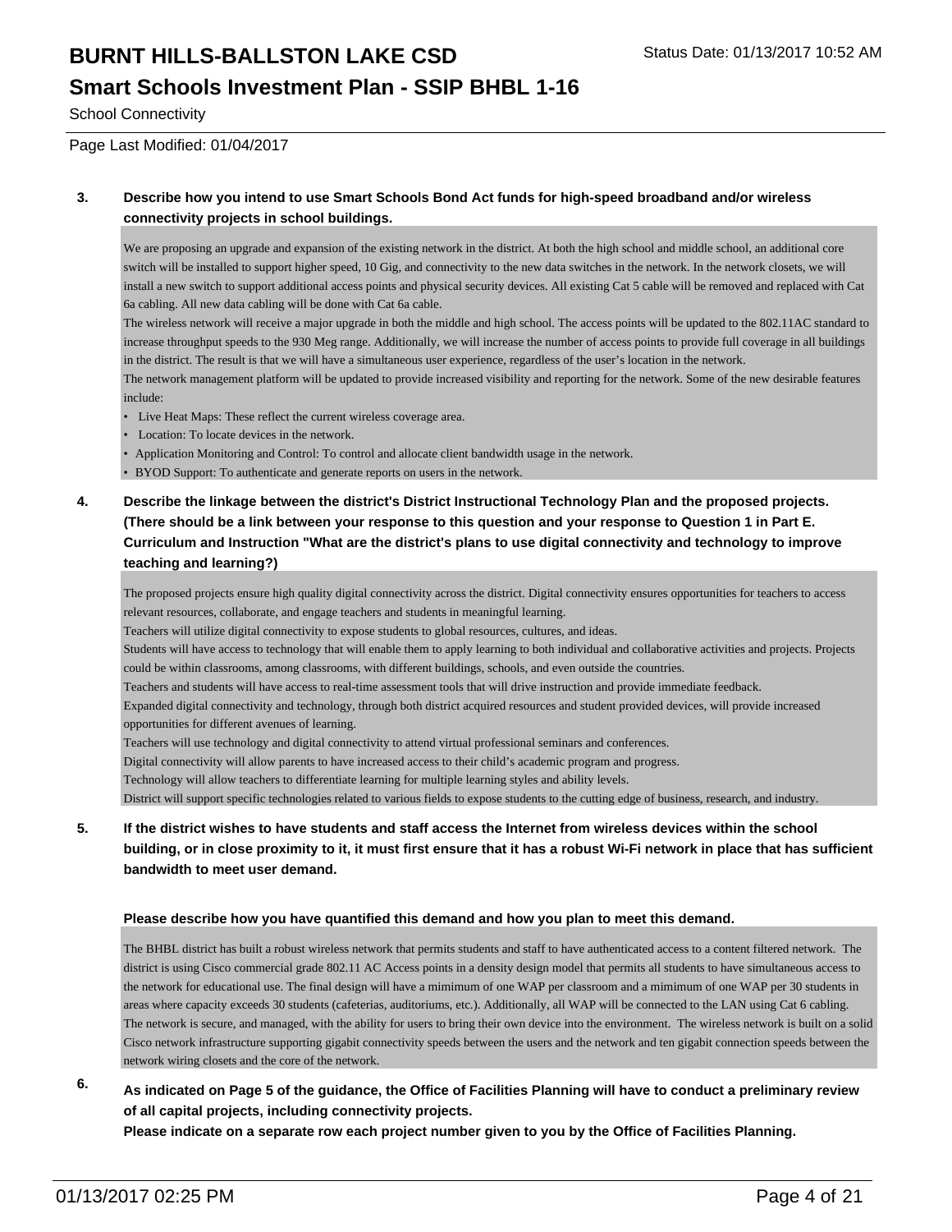**3. Describe how you intend to use Smart Schools Bond Act funds for high-speed broadband and/or wireless connectivity projects in school buildings.**

We are proposing an upgrade and expansion of the existing network in the district. At both the high school and middle school, an additional core switch will be installed to support higher speed, 10 Gig, and connectivity to the new data switches in the network. In the network closets, we will install a new switch to support additional access points and physical security devices. All existing Cat 5 cable will be removed and replaced with Cat 6a cabling. All new data cabling will be done with Cat 6a cable.

The wireless network will receive a major upgrade in both the middle and high school. The access points will be updated to the 802.11AC standard to increase throughput speeds to the 930 Meg range. Additionally, we will increase the number of access points to provide full coverage in all buildings in the district. The result is that we will have a simultaneous user experience, regardless of the user's location in the network.

The network management platform will be updated to provide increased visibility and reporting for the network. Some of the new desirable features include:

- Live Heat Maps: These reflect the current wireless coverage area.
- Location: To locate devices in the network.
- Application Monitoring and Control: To control and allocate client bandwidth usage in the network.
- BYOD Support: To authenticate and generate reports on users in the network.

**4. Describe the linkage between the district's District Instructional Technology Plan and the proposed projects. (There should be a link between your response to this question and your response to Question 1 in Part E. Curriculum and Instruction "What are the district's plans to use digital connectivity and technology to improve teaching and learning?)**

The proposed projects ensure high quality digital connectivity across the district. Digital connectivity ensures opportunities for teachers to access relevant resources, collaborate, and engage teachers and students in meaningful learning.

Teachers will utilize digital connectivity to expose students to global resources, cultures, and ideas.

Students will have access to technology that will enable them to apply learning to both individual and collaborative activities and projects. Projects could be within classrooms, among classrooms, with different buildings, schools, and even outside the countries.

Teachers and students will have access to real-time assessment tools that will drive instruction and provide immediate feedback.

Expanded digital connectivity and technology, through both district acquired resources and student provided devices, will provide increased opportunities for different avenues of learning.

Teachers will use technology and digital connectivity to attend virtual professional seminars and conferences.

Digital connectivity will allow parents to have increased access to their child's academic program and progress.

Technology will allow teachers to differentiate learning for multiple learning styles and ability levels.

District will support specific technologies related to various fields to expose students to the cutting edge of business, research, and industry.

**5. If the district wishes to have students and staff access the Internet from wireless devices within the school building, or in close proximity to it, it must first ensure that it has a robust Wi-Fi network in place that has sufficient bandwidth to meet user demand.**

**Please describe how you have quantified this demand and how you plan to meet this demand.**

The BHBL district has built a robust wireless network that permits students and staff to have authenticated access to a content filtered network. The district is using Cisco commercial grade 802.11 AC Access points in a density design model that permits all students to have simultaneous access to the network for educational use. The final design will have a mimimum of one WAP per classroom and a mimimum of one WAP per 30 students in areas where capacity exceeds 30 students (cafeterias, auditoriums, etc.). Additionally, all WAP will be connected to the LAN using Cat 6 cabling.

The network is secure, and managed, with the ability for users to bring their own device into the environment. The wireless network is built on a solid Cisco network infrastructure supporting gigabit connectivity speeds between the users and the network and ten gigabit connection speeds between the network wiring closets and the core of the network.

**6. As indicated on Page 5 of the guidance, the Office of Facilities Planning will have to conduct a preliminary review of all capital projects, including connectivity projects.**

**Please indicate on a separate row each project number given to you by the Office of Facilities Planning.**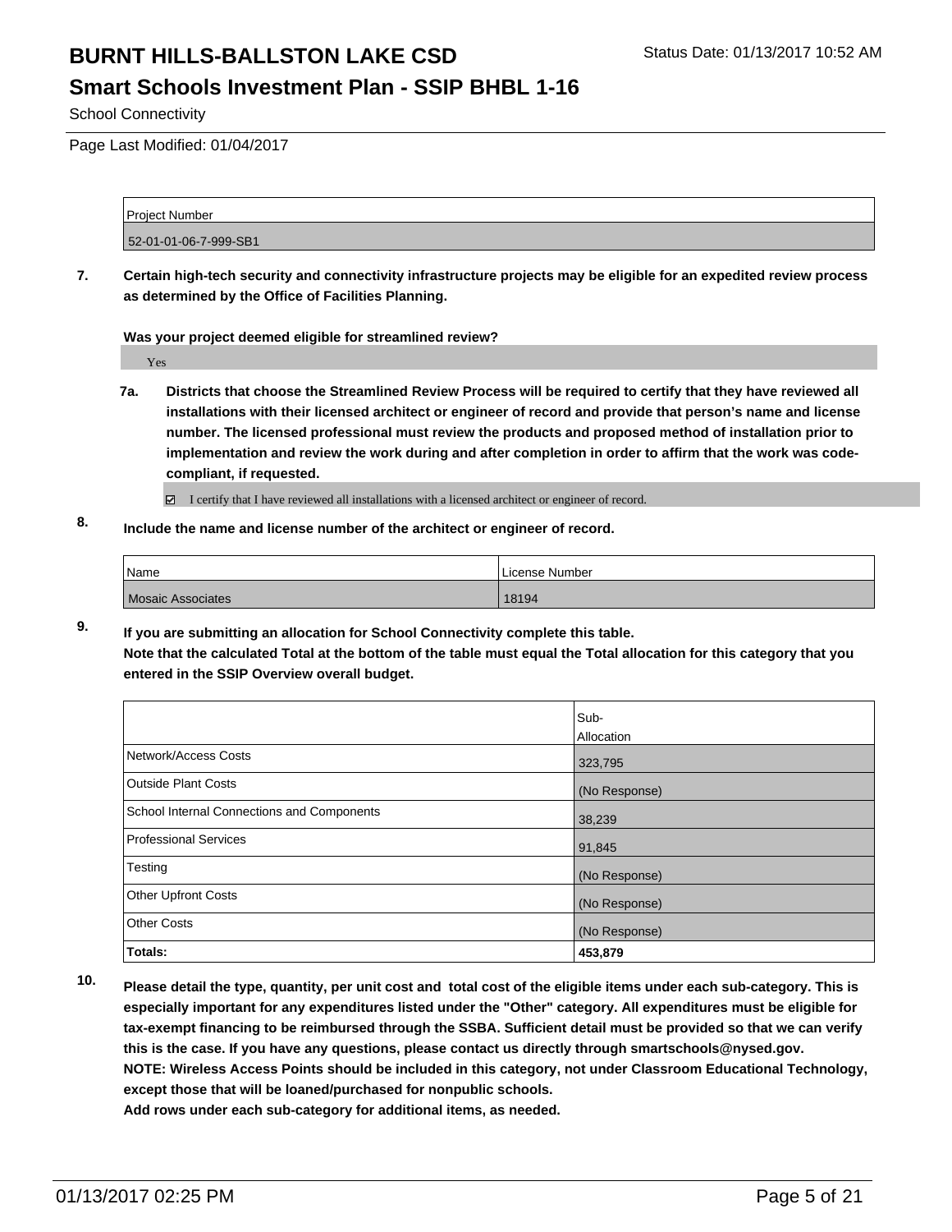# BURNT HILLS-BALLSTON LAKE CSD

## Smart Schools Investment Plan - SSIP BHBL 1-16

School Connectivity

Page Last Modified: 01/04/2017

| Project Number |
| --- |
| 52-01-01-06-7-999-SB1 |

**7. Certain high-tech security and connectivity infrastructure projects may be eligible for an expedited review process as determined by the Office of Facilities Planning.**

**Was your project deemed eligible for streamlined review?**

Yes

**7a. Districts that choose the Streamlined Review Process will be required to certify that they have reviewed all installations with their licensed architect or engineer of record and provide that person's name and license number. The licensed professional must review the products and proposed method of installation prior to implementation and review the work during and after completion in order to affirm that the work was code-compliant, if requested.**

☑ I certify that I have reviewed all installations with a licensed architect or engineer of record.

**8. Include the name and license number of the architect or engineer of record.**

| Name | License Number |
| --- | --- |
| Mosaic Associates | 18194 |

**9. If you are submitting an allocation for School Connectivity complete this table. Note that the calculated Total at the bottom of the table must equal the Total allocation for this category that you entered in the SSIP Overview overall budget.**

| | Sub-Allocation |
| --- | --- |
| Network/Access Costs | 323,795 |
| Outside Plant Costs | (No Response) |
| School Internal Connections and Components | 38,239 |
| Professional Services | 91,845 |
| Testing | (No Response) |
| Other Upfront Costs | (No Response) |
| Other Costs | (No Response) |
| **Totals:** | **453,879** |

**10. Please detail the type, quantity, per unit cost and total cost of the eligible items under each sub-category. This is especially important for any expenditures listed under the "Other" category. All expenditures must be eligible for tax-exempt financing to be reimbursed through the SSBA. Sufficient detail must be provided so that we can verify this is the case. If you have any questions, please contact us directly through smartschools@nysed.gov. NOTE: Wireless Access Points should be included in this category, not under Classroom Educational Technology, except those that will be loaned/purchased for nonpublic schools. Add rows under each sub-category for additional items, as needed.**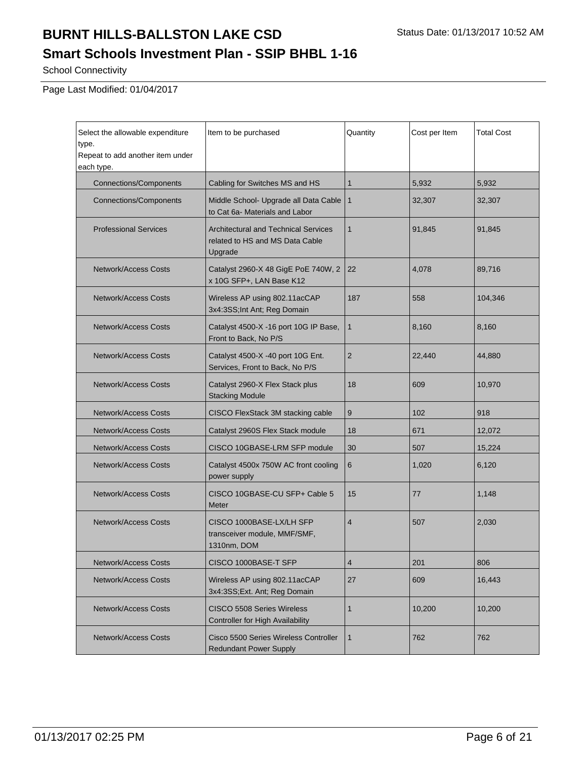# BURNT HILLS-BALLSTON LAKE CSD

Status Date: 01/13/2017 10:52 AM

## Smart Schools Investment Plan - SSIP BHBL 1-16

School Connectivity

Page Last Modified: 01/04/2017

| Select the allowable expenditure type. Repeat to add another item under each type. | Item to be purchased | Quantity | Cost per Item | Total Cost |
|---|---|---|---|---|
| Connections/Components | Cabling for Switches MS and HS | 1 | 5,932 | 5,932 |
| Connections/Components | Middle School- Upgrade all Data Cable to Cat 6a- Materials and Labor | 1 | 32,307 | 32,307 |
| Professional Services | Architectural and Technical Services related to HS and MS Data Cable Upgrade | 1 | 91,845 | 91,845 |
| Network/Access Costs | Catalyst 2960-X 48 GigE PoE 740W, 2 x 10G SFP+, LAN Base K12 | 22 | 4,078 | 89,716 |
| Network/Access Costs | Wireless AP using 802.11acCAP 3x4:3SS;Int Ant; Reg Domain | 187 | 558 | 104,346 |
| Network/Access Costs | Catalyst 4500-X -16 port 10G IP Base, Front to Back, No P/S | 1 | 8,160 | 8,160 |
| Network/Access Costs | Catalyst 4500-X -40 port 10G Ent. Services, Front to Back, No P/S | 2 | 22,440 | 44,880 |
| Network/Access Costs | Catalyst 2960-X Flex Stack plus Stacking Module | 18 | 609 | 10,970 |
| Network/Access Costs | CISCO FlexStack 3M stacking cable | 9 | 102 | 918 |
| Network/Access Costs | Catalyst 2960S Flex Stack module | 18 | 671 | 12,072 |
| Network/Access Costs | CISCO 10GBASE-LRM SFP module | 30 | 507 | 15,224 |
| Network/Access Costs | Catalyst 4500x 750W AC front cooling power supply | 6 | 1,020 | 6,120 |
| Network/Access Costs | CISCO 10GBASE-CU SFP+ Cable 5 Meter | 15 | 77 | 1,148 |
| Network/Access Costs | CISCO 1000BASE-LX/LH SFP transceiver module, MMF/SMF, 1310nm, DOM | 4 | 507 | 2,030 |
| Network/Access Costs | CISCO 1000BASE-T SFP | 4 | 201 | 806 |
| Network/Access Costs | Wireless AP using 802.11acCAP 3x4:3SS;Ext. Ant; Reg Domain | 27 | 609 | 16,443 |
| Network/Access Costs | CISCO 5508 Series Wireless Controller for High Availability | 1 | 10,200 | 10,200 |
| Network/Access Costs | Cisco 5500 Series Wireless Controller Redundant Power Supply | 1 | 762 | 762 |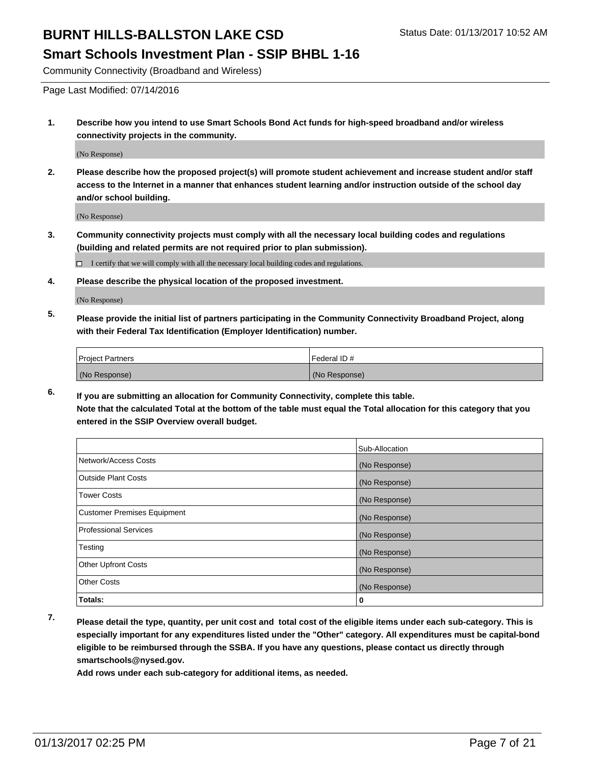Community Connectivity (Broadband and Wireless)

Page Last Modified: 07/14/2016

1. **Describe how you intend to use Smart Schools Bond Act funds for high-speed broadband and/or wireless connectivity projects in the community.**

   (No Response)

2. **Please describe how the proposed project(s) will promote student achievement and increase student and/or staff access to the Internet in a manner that enhances student learning and/or instruction outside of the school day and/or school building.**

   (No Response)

3. **Community connectivity projects must comply with all the necessary local building codes and regulations (building and related permits are not required prior to plan submission).**

   ☐ I certify that we will comply with all the necessary local building codes and regulations.

4. **Please describe the physical location of the proposed investment.**

   (No Response)

5. **Please provide the initial list of partners participating in the Community Connectivity Broadband Project, along with their Federal Tax Identification (Employer Identification) number.**

| Project Partners | Federal ID # |
|---|---|
| (No Response) | (No Response) |

6. **If you are submitting an allocation for Community Connectivity, complete this table.**
   **Note that the calculated Total at the bottom of the table must equal the Total allocation for this category that you entered in the SSIP Overview overall budget.**

| | Sub-Allocation |
|---|---|
| Network/Access Costs | (No Response) |
| Outside Plant Costs | (No Response) |
| Tower Costs | (No Response) |
| Customer Premises Equipment | (No Response) |
| Professional Services | (No Response) |
| Testing | (No Response) |
| Other Upfront Costs | (No Response) |
| Other Costs | (No Response) |
| **Totals:** | **0** |

7. **Please detail the type, quantity, per unit cost and total cost of the eligible items under each sub-category. This is especially important for any expenditures listed under the "Other" category. All expenditures must be capital-bond eligible to be reimbursed through the SSBA. If you have any questions, please contact us directly through smartschools@nysed.gov.**

   **Add rows under each sub-category for additional items, as needed.**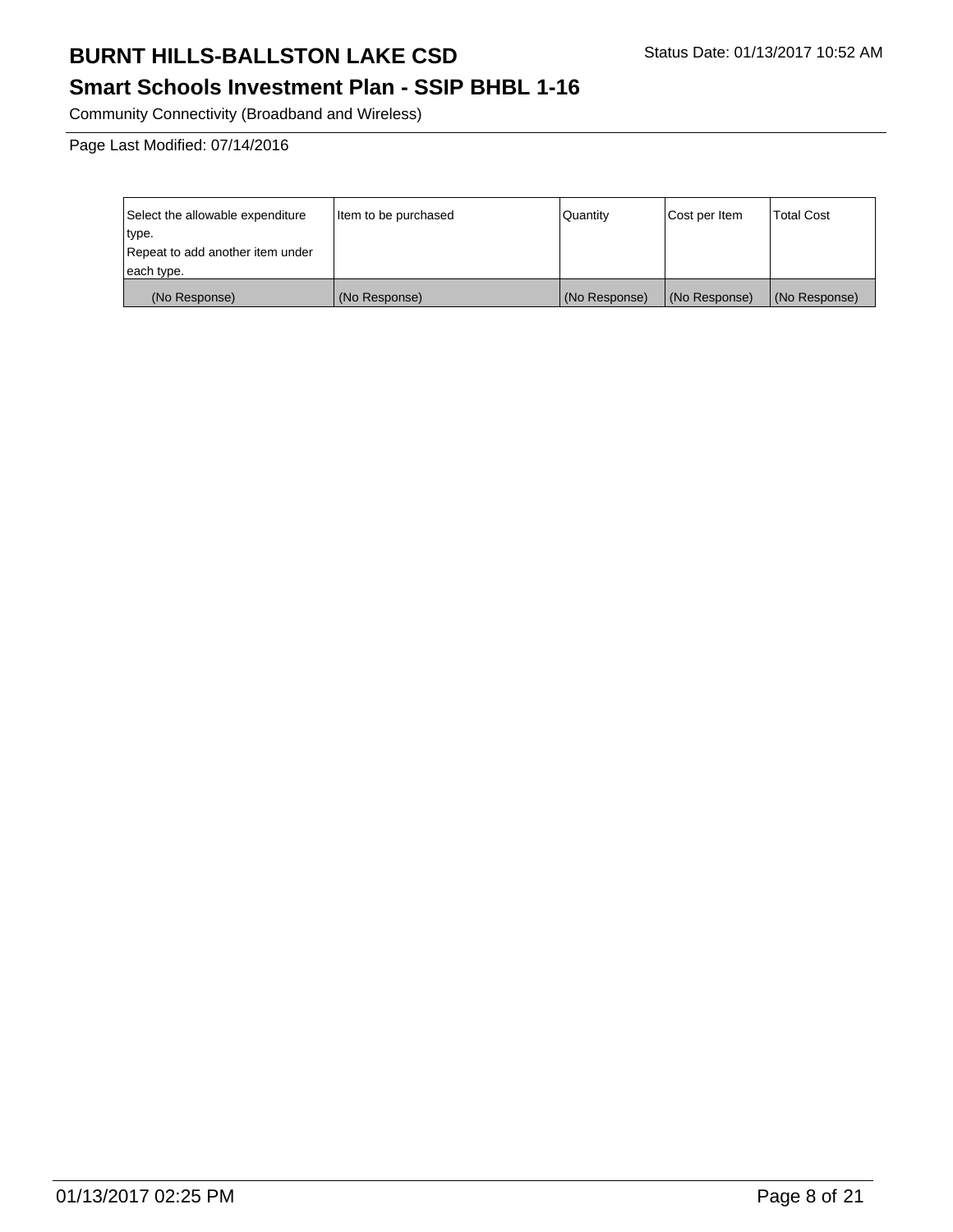# BURNT HILLS-BALLSTON LAKE CSD

Status Date: 01/13/2017 10:52 AM

## Smart Schools Investment Plan - SSIP BHBL 1-16

Community Connectivity (Broadband and Wireless)

Page Last Modified: 07/14/2016

| Select the allowable expenditure type. Repeat to add another item under each type. | Item to be purchased | Quantity | Cost per Item | Total Cost |
|---|---|---|---|---|
| (No Response) | (No Response) | (No Response) | (No Response) | (No Response) |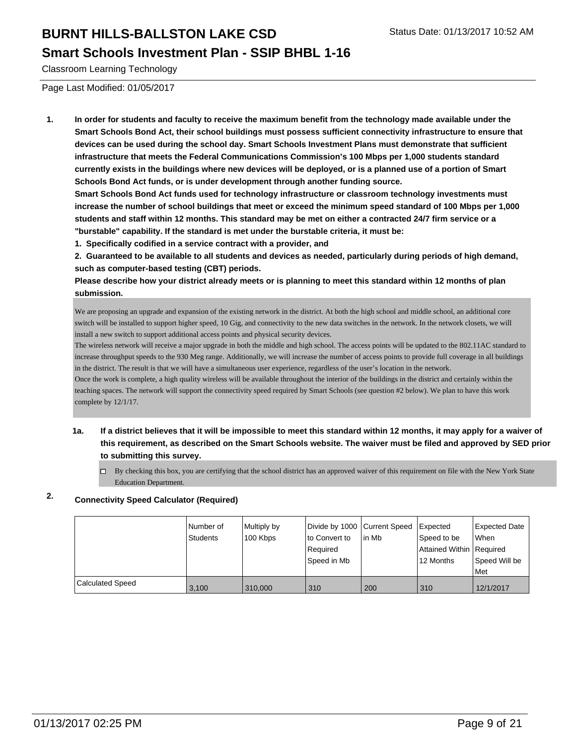Classroom Learning Technology

Page Last Modified: 01/05/2017

1. **In order for students and faculty to receive the maximum benefit from the technology made available under the Smart Schools Bond Act, their school buildings must possess sufficient connectivity infrastructure to ensure that devices can be used during the school day. Smart Schools Investment Plans must demonstrate that sufficient infrastructure that meets the Federal Communications Commission's 100 Mbps per 1,000 students standard currently exists in the buildings where new devices will be deployed, or is a planned use of a portion of Smart Schools Bond Act funds, or is under development through another funding source.**
   **Smart Schools Bond Act funds used for technology infrastructure or classroom technology investments must increase the number of school buildings that meet or exceed the minimum speed standard of 100 Mbps per 1,000 students and staff within 12 months. This standard may be met on either a contracted 24/7 firm service or a "burstable" capability. If the standard is met under the burstable criteria, it must be:**
   **1. Specifically codified in a service contract with a provider, and**
   **2. Guaranteed to be available to all students and devices as needed, particularly during periods of high demand, such as computer-based testing (CBT) periods.**
   **Please describe how your district already meets or is planning to meet this standard within 12 months of plan submission.**

We are proposing an upgrade and expansion of the existing network in the district. At both the high school and middle school, an additional core switch will be installed to support higher speed, 10 Gig, and connectivity to the new data switches in the network. In the network closets, we will install a new switch to support additional access points and physical security devices.
The wireless network will receive a major upgrade in both the middle and high school. The access points will be updated to the 802.11AC standard to increase throughput speeds to the 930 Meg range. Additionally, we will increase the number of access points to provide full coverage in all buildings in the district. The result is that we will have a simultaneous user experience, regardless of the user's location in the network.
Once the work is complete, a high quality wireless will be available throughout the interior of the buildings in the district and certainly within the teaching spaces. The network will support the connectivity speed required by Smart Schools (see question #2 below). We plan to have this work complete by 12/1/17.

**1a. If a district believes that it will be impossible to meet this standard within 12 months, it may apply for a waiver of this requirement, as described on the Smart Schools website. The waiver must be filed and approved by SED prior to submitting this survey.**

☐ By checking this box, you are certifying that the school district has an approved waiver of this requirement on file with the New York State Education Department.

2. **Connectivity Speed Calculator (Required)**

| | Number of Students | Multiply by 100 Kbps | Divide by 1000 to Convert to Required Speed in Mb | Current Speed in Mb | Expected Speed to be Attained Within 12 Months | Expected Date When Required Speed Will be Met |
|---|---|---|---|---|---|---|
| Calculated Speed | 3,100 | 310,000 | 310 | 200 | 310 | 12/1/2017 |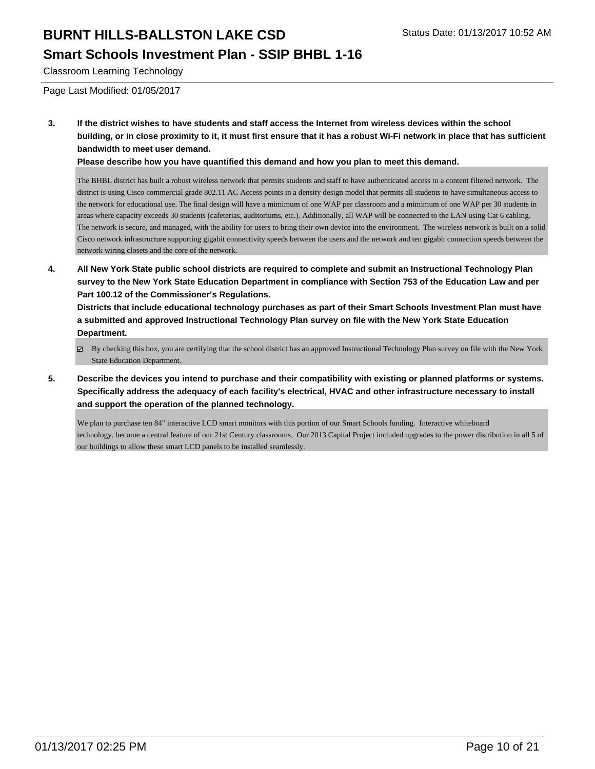**3. If the district wishes to have students and staff access the Internet from wireless devices within the school building, or in close proximity to it, it must first ensure that it has a robust Wi-Fi network in place that has sufficient bandwidth to meet user demand.**
**Please describe how you have quantified this demand and how you plan to meet this demand.**

The BHBL district has built a robust wireless network that permits students and staff to have authenticated access to a content filtered network. The district is using Cisco commercial grade 802.11 AC Access points in a density design model that permits all students to have simultaneous access to the network for educational use. The final design will have a mimimum of one WAP per classroom and a mimimum of one WAP per 30 students in areas where capacity exceeds 30 students (cafeterias, auditoriums, etc.). Additionally, all WAP will be connected to the LAN using Cat 6 cabling. The network is secure, and managed, with the ability for users to bring their own device into the environment. The wireless network is built on a solid Cisco network infrastructure supporting gigabit connectivity speeds between the users and the network and ten gigabit connection speeds between the network wiring closets and the core of the network.

**4. All New York State public school districts are required to complete and submit an Instructional Technology Plan survey to the New York State Education Department in compliance with Section 753 of the Education Law and per Part 100.12 of the Commissioner's Regulations.**
**Districts that include educational technology purchases as part of their Smart Schools Investment Plan must have a submitted and approved Instructional Technology Plan survey on file with the New York State Education Department.**

☑ By checking this box, you are certifying that the school district has an approved Instructional Technology Plan survey on file with the New York State Education Department.

**5. Describe the devices you intend to purchase and their compatibility with existing or planned platforms or systems. Specifically address the adequacy of each facility's electrical, HVAC and other infrastructure necessary to install and support the operation of the planned technology.**

We plan to purchase ten 84" interactive LCD smart monitors with this portion of our Smart Schools funding. Interactive whiteboard technology. become a central feature of our 21st Century classrooms. Our 2013 Capital Project included upgrades to the power distribution in all 5 of our buildings to allow these smart LCD panels to be installed seamlessly.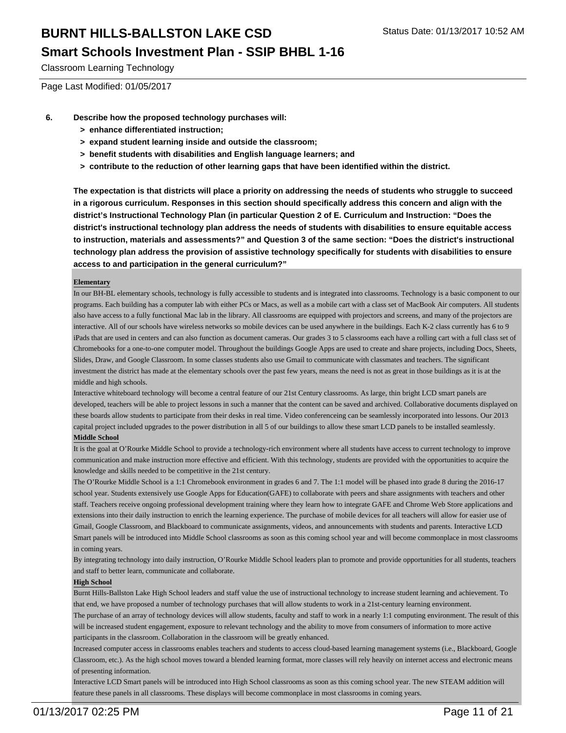Classroom Learning Technology

Page Last Modified: 01/05/2017

6. **Describe how the proposed technology purchases will:**
   - **> enhance differentiated instruction;**
   - **> expand student learning inside and outside the classroom;**
   - **> benefit students with disabilities and English language learners; and**
   - **> contribute to the reduction of other learning gaps that have been identified within the district.**

**The expectation is that districts will place a priority on addressing the needs of students who struggle to succeed in a rigorous curriculum. Responses in this section should specifically address this concern and align with the district's Instructional Technology Plan (in particular Question 2 of E. Curriculum and Instruction: "Does the district's instructional technology plan address the needs of students with disabilities to ensure equitable access to instruction, materials and assessments?" and Question 3 of the same section: "Does the district's instructional technology plan address the provision of assistive technology specifically for students with disabilities to ensure access to and participation in the general curriculum?"**

**Elementary**

In our BH-BL elementary schools, technology is fully accessible to students and is integrated into classrooms. Technology is a basic component to our programs. Each building has a computer lab with either PCs or Macs, as well as a mobile cart with a class set of MacBook Air computers. All students also have access to a fully functional Mac lab in the library. All classrooms are equipped with projectors and screens, and many of the projectors are interactive. All of our schools have wireless networks so mobile devices can be used anywhere in the buildings. Each K-2 class currently has 6 to 9 iPads that are used in centers and can also function as document cameras. Our grades 3 to 5 classrooms each have a rolling cart with a full class set of Chromebooks for a one-to-one computer model. Throughout the buildings Google Apps are used to create and share projects, including Docs, Sheets, Slides, Draw, and Google Classroom. In some classes students also use Gmail to communicate with classmates and teachers. The significant investment the district has made at the elementary schools over the past few years, means the need is not as great in those buildings as it is at the middle and high schools.

Interactive whiteboard technology will become a central feature of our 21st Century classrooms. As large, thin bright LCD smart panels are developed, teachers will be able to project lessons in such a manner that the content can be saved and archived. Collaborative documents displayed on these boards allow students to participate from their desks in real time. Video conferenceing can be seamlessly incorporated into lessons. Our 2013 capital project included upgrades to the power distribution in all 5 of our buildings to allow these smart LCD panels to be installed seamlessly.

**Middle School**

It is the goal at O'Rourke Middle School to provide a technology-rich environment where all students have access to current technology to improve communication and make instruction more effective and efficient. With this technology, students are provided with the opportunities to acquire the knowledge and skills needed to be competitive in the 21st century.

The O'Rourke Middle School is a 1:1 Chromebook environment in grades 6 and 7. The 1:1 model will be phased into grade 8 during the 2016-17 school year. Students extensively use Google Apps for Education(GAFE) to collaborate with peers and share assignments with teachers and other staff. Teachers receive ongoing professional development training where they learn how to integrate GAFE and Chrome Web Store applications and extensions into their daily instruction to enrich the learning experience. The purchase of mobile devices for all teachers will allow for easier use of Gmail, Google Classroom, and Blackboard to communicate assignments, videos, and announcements with students and parents. Interactive LCD Smart panels will be introduced into Middle School classrooms as soon as this coming school year and will become commonplace in most classrooms in coming years.

By integrating technology into daily instruction, O'Rourke Middle School leaders plan to promote and provide opportunities for all students, teachers and staff to better learn, communicate and collaborate.

**High School**

Burnt Hills-Ballston Lake High School leaders and staff value the use of instructional technology to increase student learning and achievement. To that end, we have proposed a number of technology purchases that will allow students to work in a 21st-century learning environment.

The purchase of an array of technology devices will allow students, faculty and staff to work in a nearly 1:1 computing environment. The result of this will be increased student engagement, exposure to relevant technology and the ability to move from consumers of information to more active participants in the classroom. Collaboration in the classroom will be greatly enhanced.

Increased computer access in classrooms enables teachers and students to access cloud-based learning management systems (i.e., Blackboard, Google Classroom, etc.). As the high school moves toward a blended learning format, more classes will rely heavily on internet access and electronic means of presenting information.

Interactive LCD Smart panels will be introduced into High School classrooms as soon as this coming school year. The new STEAM addition will feature these panels in all classrooms. These displays will become commonplace in most classrooms in coming years.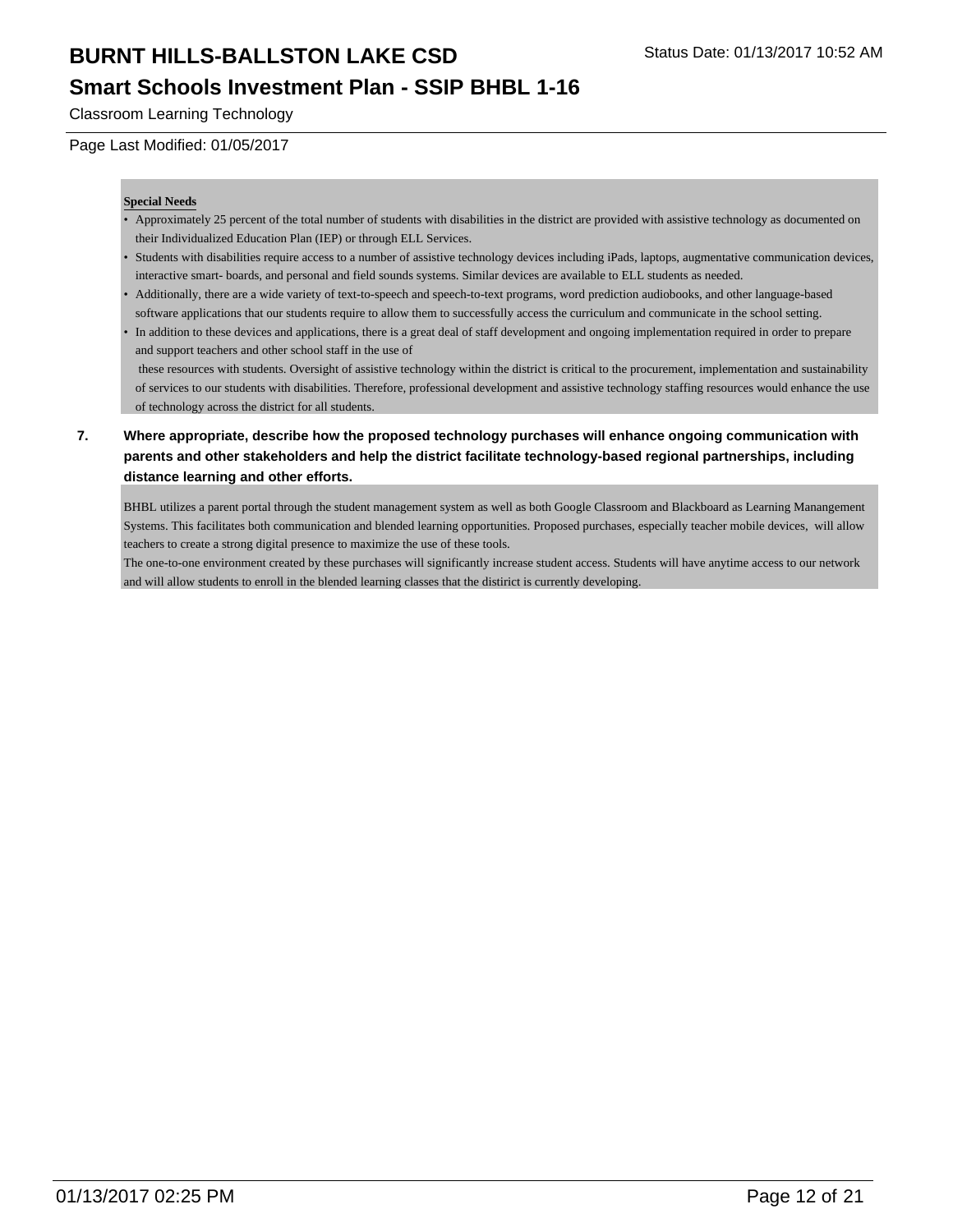Classroom Learning Technology

Page Last Modified: 01/05/2017

**Special Needs**

- Approximately 25 percent of the total number of students with disabilities in the district are provided with assistive technology as documented on their Individualized Education Plan (IEP) or through ELL Services.
- Students with disabilities require access to a number of assistive technology devices including iPads, laptops, augmentative communication devices, interactive smart- boards, and personal and field sounds systems. Similar devices are available to ELL students as needed.
- Additionally, there are a wide variety of text-to-speech and speech-to-text programs, word prediction audiobooks, and other language-based software applications that our students require to allow them to successfully access the curriculum and communicate in the school setting.
- In addition to these devices and applications, there is a great deal of staff development and ongoing implementation required in order to prepare and support teachers and other school staff in the use of
  these resources with students. Oversight of assistive technology within the district is critical to the procurement, implementation and sustainability of services to our students with disabilities. Therefore, professional development and assistive technology staffing resources would enhance the use of technology across the district for all students.

**7. Where appropriate, describe how the proposed technology purchases will enhance ongoing communication with parents and other stakeholders and help the district facilitate technology-based regional partnerships, including distance learning and other efforts.**

BHBL utilizes a parent portal through the student management system as well as both Google Classroom and Blackboard as Learning Manangement Systems. This facilitates both communication and blended learning opportunities. Proposed purchases, especially teacher mobile devices, will allow teachers to create a strong digital presence to maximize the use of these tools.
The one-to-one environment created by these purchases will significantly increase student access. Students will have anytime access to our network and will allow students to enroll in the blended learning classes that the distirict is currently developing.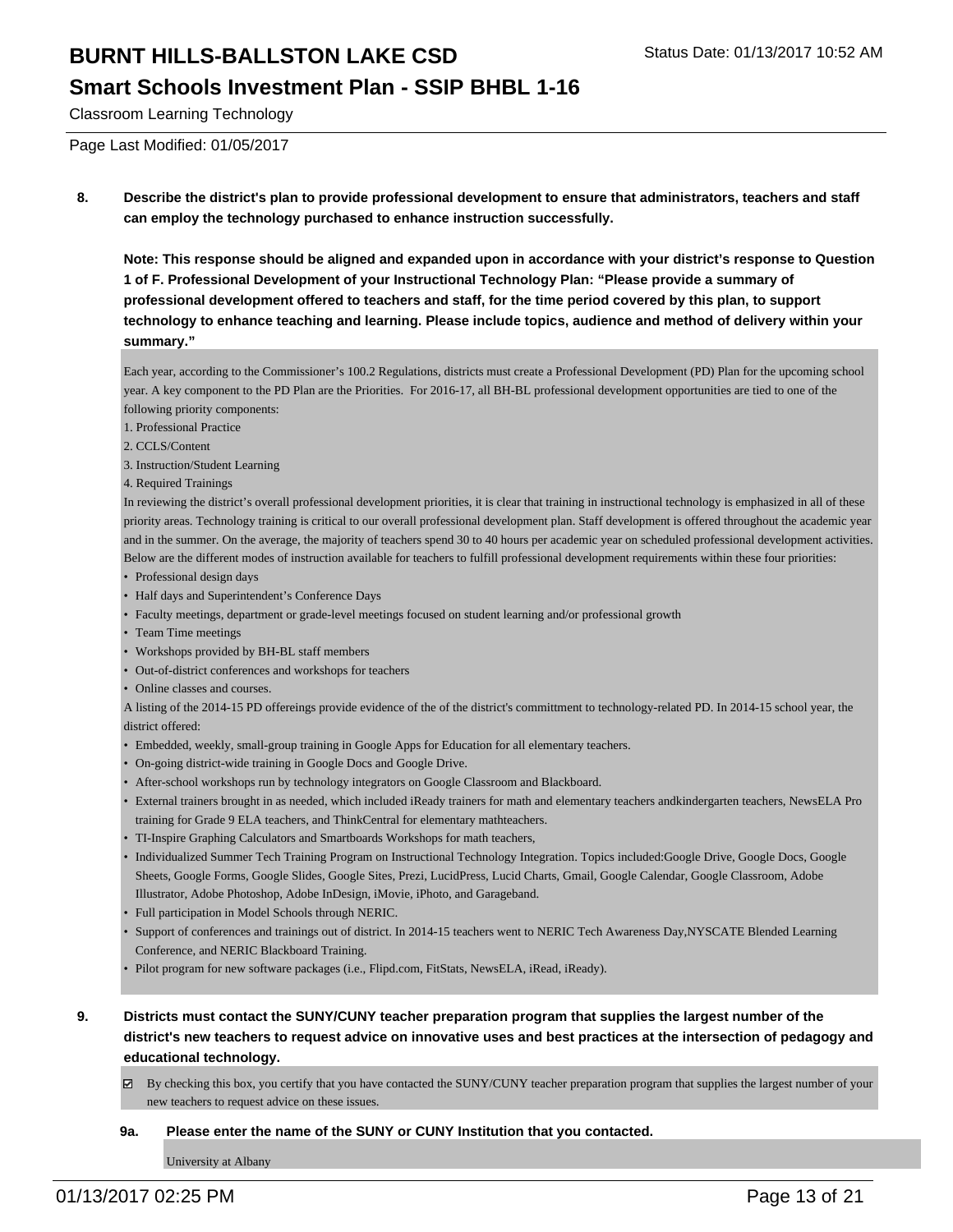**8. Describe the district's plan to provide professional development to ensure that administrators, teachers and staff can employ the technology purchased to enhance instruction successfully.**

**Note: This response should be aligned and expanded upon in accordance with your district's response to Question 1 of F. Professional Development of your Instructional Technology Plan: "Please provide a summary of professional development offered to teachers and staff, for the time period covered by this plan, to support technology to enhance teaching and learning. Please include topics, audience and method of delivery within your summary."**

Each year, according to the Commissioner's 100.2 Regulations, districts must create a Professional Development (PD) Plan for the upcoming school year. A key component to the PD Plan are the Priorities. For 2016-17, all BH-BL professional development opportunities are tied to one of the following priority components:

1. Professional Practice
2. CCLS/Content
3. Instruction/Student Learning
4. Required Trainings

In reviewing the district's overall professional development priorities, it is clear that training in instructional technology is emphasized in all of these priority areas. Technology training is critical to our overall professional development plan. Staff development is offered throughout the academic year and in the summer. On the average, the majority of teachers spend 30 to 40 hours per academic year on scheduled professional development activities. Below are the different modes of instruction available for teachers to fulfill professional development requirements within these four priorities:

- Professional design days
- Half days and Superintendent's Conference Days
- Faculty meetings, department or grade-level meetings focused on student learning and/or professional growth
- Team Time meetings
- Workshops provided by BH-BL staff members
- Out-of-district conferences and workshops for teachers
- Online classes and courses.

A listing of the 2014-15 PD offereings provide evidence of the of the district's committment to technology-related PD. In 2014-15 school year, the district offered:

- Embedded, weekly, small-group training in Google Apps for Education for all elementary teachers.
- On-going district-wide training in Google Docs and Google Drive.
- After-school workshops run by technology integrators on Google Classroom and Blackboard.
- External trainers brought in as needed, which included iReady trainers for math and elementary teachers andkindergarten teachers, NewsELA Pro training for Grade 9 ELA teachers, and ThinkCentral for elementary mathteachers.
- TI-Inspire Graphing Calculators and Smartboards Workshops for math teachers,
- Individualized Summer Tech Training Program on Instructional Technology Integration. Topics included:Google Drive, Google Docs, Google Sheets, Google Forms, Google Slides, Google Sites, Prezi, LucidPress, Lucid Charts, Gmail, Google Calendar, Google Classroom, Adobe Illustrator, Adobe Photoshop, Adobe InDesign, iMovie, iPhoto, and Garageband.
- Full participation in Model Schools through NERIC.
- Support of conferences and trainings out of district. In 2014-15 teachers went to NERIC Tech Awareness Day,NYSCATE Blended Learning Conference, and NERIC Blackboard Training.
- Pilot program for new software packages (i.e., Flipd.com, FitStats, NewsELA, iRead, iReady).

**9. Districts must contact the SUNY/CUNY teacher preparation program that supplies the largest number of the district's new teachers to request advice on innovative uses and best practices at the intersection of pedagogy and educational technology.**

☑ By checking this box, you certify that you have contacted the SUNY/CUNY teacher preparation program that supplies the largest number of your new teachers to request advice on these issues.

**9a. Please enter the name of the SUNY or CUNY Institution that you contacted.**

University at Albany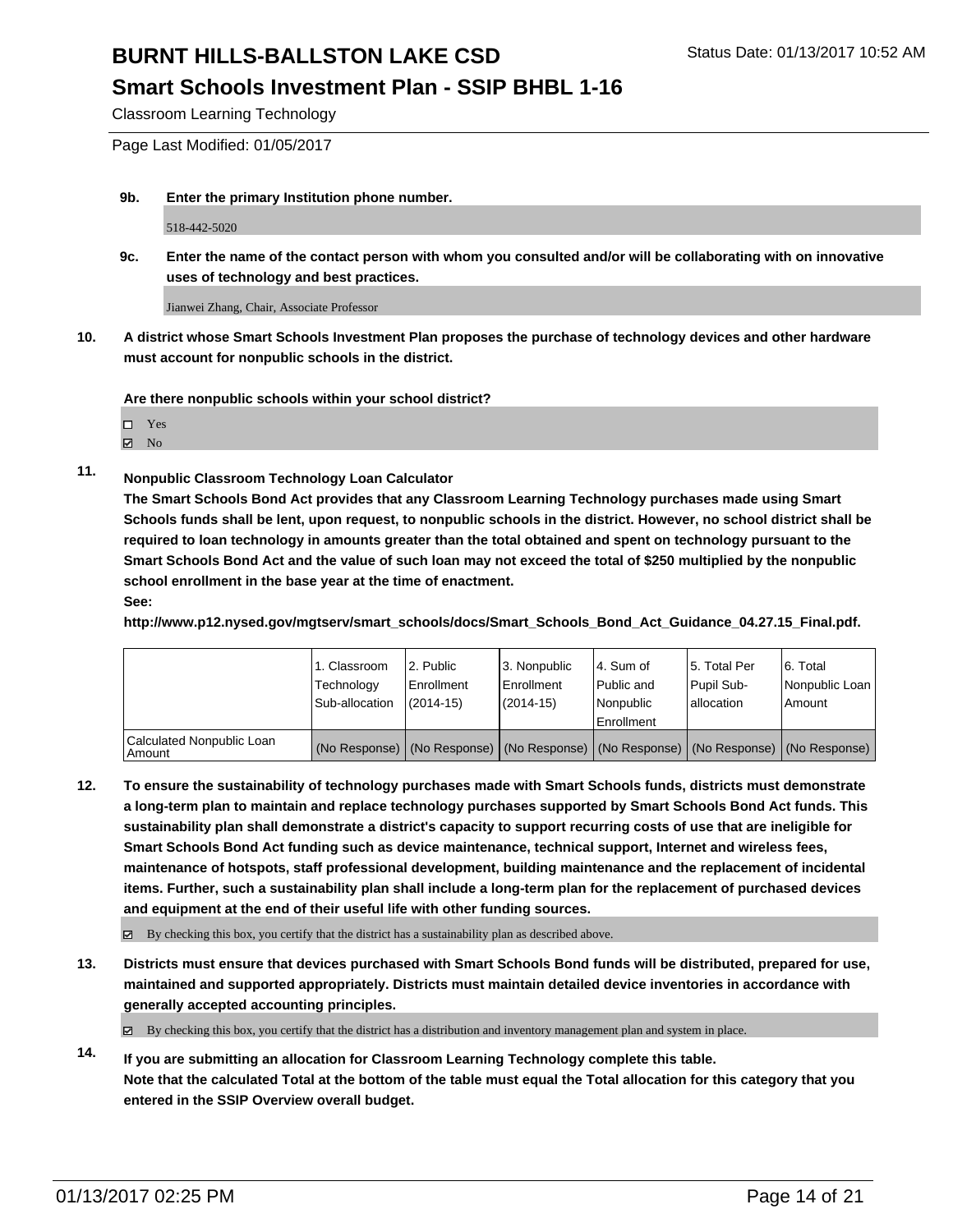**9b. Enter the primary Institution phone number.**

518-442-5020

**9c. Enter the name of the contact person with whom you consulted and/or will be collaborating with on innovative uses of technology and best practices.**

Jianwei Zhang, Chair, Associate Professor

**10. A district whose Smart Schools Investment Plan proposes the purchase of technology devices and other hardware must account for nonpublic schools in the district.**

**Are there nonpublic schools within your school district?**

- ☐ Yes
- ☑ No

**11. Nonpublic Classroom Technology Loan Calculator**

**The Smart Schools Bond Act provides that any Classroom Learning Technology purchases made using Smart Schools funds shall be lent, upon request, to nonpublic schools in the district. However, no school district shall be required to loan technology in amounts greater than the total obtained and spent on technology pursuant to the Smart Schools Bond Act and the value of such loan may not exceed the total of $250 multiplied by the nonpublic school enrollment in the base year at the time of enactment.**

**See:**

**http://www.p12.nysed.gov/mgtserv/smart_schools/docs/Smart_Schools_Bond_Act_Guidance_04.27.15_Final.pdf.**

| | 1. Classroom Technology Sub-allocation | 2. Public Enrollment (2014-15) | 3. Nonpublic Enrollment (2014-15) | 4. Sum of Public and Nonpublic Enrollment | 5. Total Per Pupil Sub-allocation | 6. Total Nonpublic Loan Amount |
|---|---|---|---|---|---|---|
| Calculated Nonpublic Loan Amount | (No Response) | (No Response) | (No Response) | (No Response) | (No Response) | (No Response) |

**12. To ensure the sustainability of technology purchases made with Smart Schools funds, districts must demonstrate a long-term plan to maintain and replace technology purchases supported by Smart Schools Bond Act funds. This sustainability plan shall demonstrate a district's capacity to support recurring costs of use that are ineligible for Smart Schools Bond Act funding such as device maintenance, technical support, Internet and wireless fees, maintenance of hotspots, staff professional development, building maintenance and the replacement of incidental items. Further, such a sustainability plan shall include a long-term plan for the replacement of purchased devices and equipment at the end of their useful life with other funding sources.**

- ☑ By checking this box, you certify that the district has a sustainability plan as described above.

**13. Districts must ensure that devices purchased with Smart Schools Bond funds will be distributed, prepared for use, maintained and supported appropriately. Districts must maintain detailed device inventories in accordance with generally accepted accounting principles.**

- ☑ By checking this box, you certify that the district has a distribution and inventory management plan and system in place.

**14. If you are submitting an allocation for Classroom Learning Technology complete this table. Note that the calculated Total at the bottom of the table must equal the Total allocation for this category that you entered in the SSIP Overview overall budget.**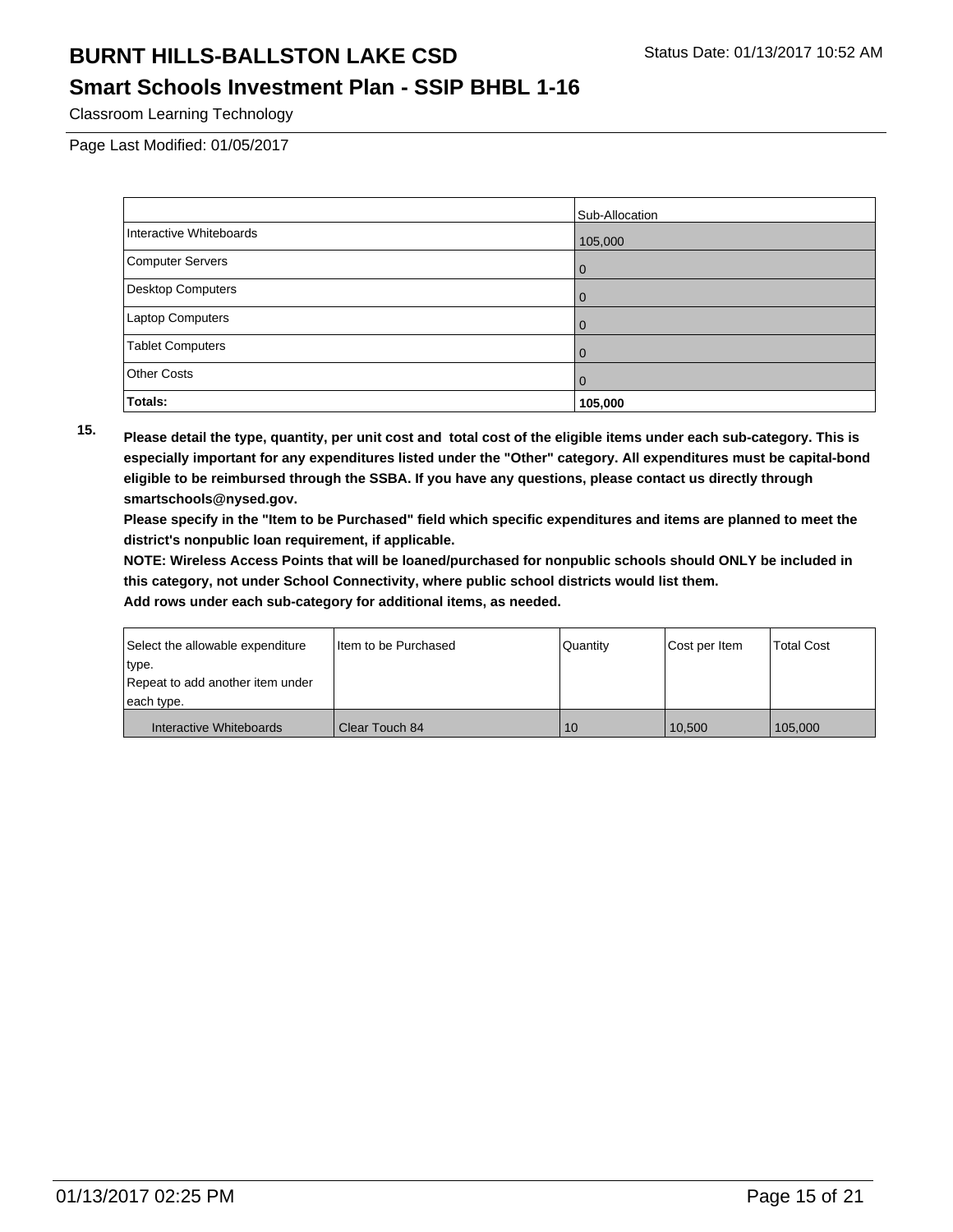Classroom Learning Technology

Page Last Modified: 01/05/2017

| | Sub-Allocation |
|---|---|
| Interactive Whiteboards | 105,000 |
| Computer Servers | 0 |
| Desktop Computers | 0 |
| Laptop Computers | 0 |
| Tablet Computers | 0 |
| Other Costs | 0 |
| **Totals:** | **105,000** |

**15. Please detail the type, quantity, per unit cost and total cost of the eligible items under each sub-category. This is especially important for any expenditures listed under the "Other" category. All expenditures must be capital-bond eligible to be reimbursed through the SSBA. If you have any questions, please contact us directly through smartschools@nysed.gov.**

**Please specify in the "Item to be Purchased" field which specific expenditures and items are planned to meet the district's nonpublic loan requirement, if applicable.**

**NOTE: Wireless Access Points that will be loaned/purchased for nonpublic schools should ONLY be included in this category, not under School Connectivity, where public school districts would list them.**

**Add rows under each sub-category for additional items, as needed.**

| Select the allowable expenditure type. Repeat to add another item under each type. | Item to be Purchased | Quantity | Cost per Item | Total Cost |
|---|---|---|---|---|
| Interactive Whiteboards | Clear Touch 84 | 10 | 10,500 | 105,000 |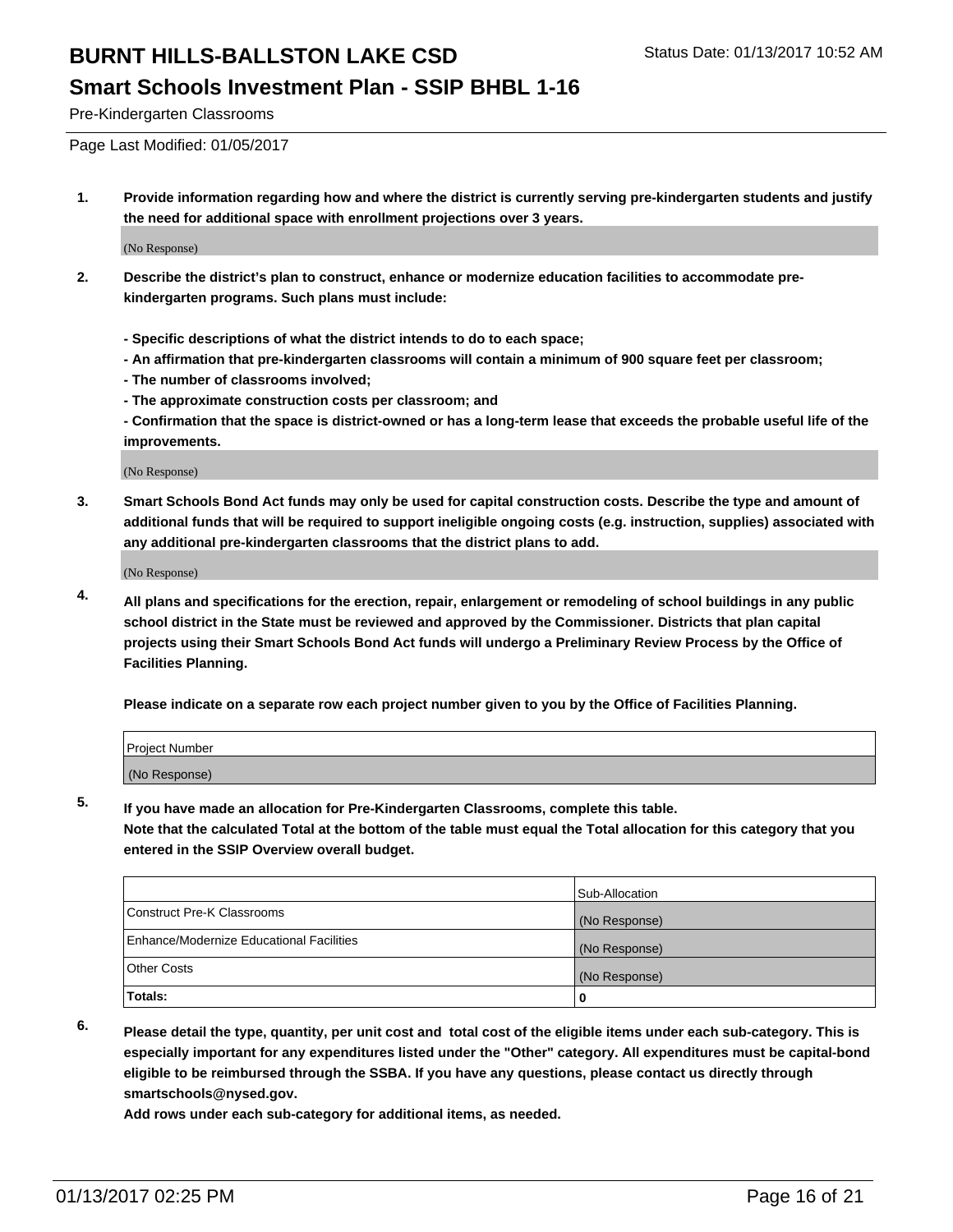# BURNT HILLS-BALLSTON LAKE CSD

Status Date: 01/13/2017 10:52 AM

## Smart Schools Investment Plan - SSIP BHBL 1-16

Pre-Kindergarten Classrooms

Page Last Modified: 01/05/2017

1. **Provide information regarding how and where the district is currently serving pre-kindergarten students and justify the need for additional space with enrollment projections over 3 years.**

   (No Response)

2. **Describe the district's plan to construct, enhance or modernize education facilities to accommodate pre-kindergarten programs. Such plans must include:**

   **- Specific descriptions of what the district intends to do to each space;**
   **- An affirmation that pre-kindergarten classrooms will contain a minimum of 900 square feet per classroom;**
   **- The number of classrooms involved;**
   **- The approximate construction costs per classroom; and**
   **- Confirmation that the space is district-owned or has a long-term lease that exceeds the probable useful life of the improvements.**

   (No Response)

3. **Smart Schools Bond Act funds may only be used for capital construction costs. Describe the type and amount of additional funds that will be required to support ineligible ongoing costs (e.g. instruction, supplies) associated with any additional pre-kindergarten classrooms that the district plans to add.**

   (No Response)

4. **All plans and specifications for the erection, repair, enlargement or remodeling of school buildings in any public school district in the State must be reviewed and approved by the Commissioner. Districts that plan capital projects using their Smart Schools Bond Act funds will undergo a Preliminary Review Process by the Office of Facilities Planning.**

   **Please indicate on a separate row each project number given to you by the Office of Facilities Planning.**

| Project Number |
|---|
| (No Response) |

5. **If you have made an allocation for Pre-Kindergarten Classrooms, complete this table.**
   **Note that the calculated Total at the bottom of the table must equal the Total allocation for this category that you entered in the SSIP Overview overall budget.**

| | Sub-Allocation |
|---|---|
| Construct Pre-K Classrooms | (No Response) |
| Enhance/Modernize Educational Facilities | (No Response) |
| Other Costs | (No Response) |
| **Totals:** | **0** |

6. **Please detail the type, quantity, per unit cost and total cost of the eligible items under each sub-category. This is especially important for any expenditures listed under the "Other" category. All expenditures must be capital-bond eligible to be reimbursed through the SSBA. If you have any questions, please contact us directly through smartschools@nysed.gov.**
   **Add rows under each sub-category for additional items, as needed.**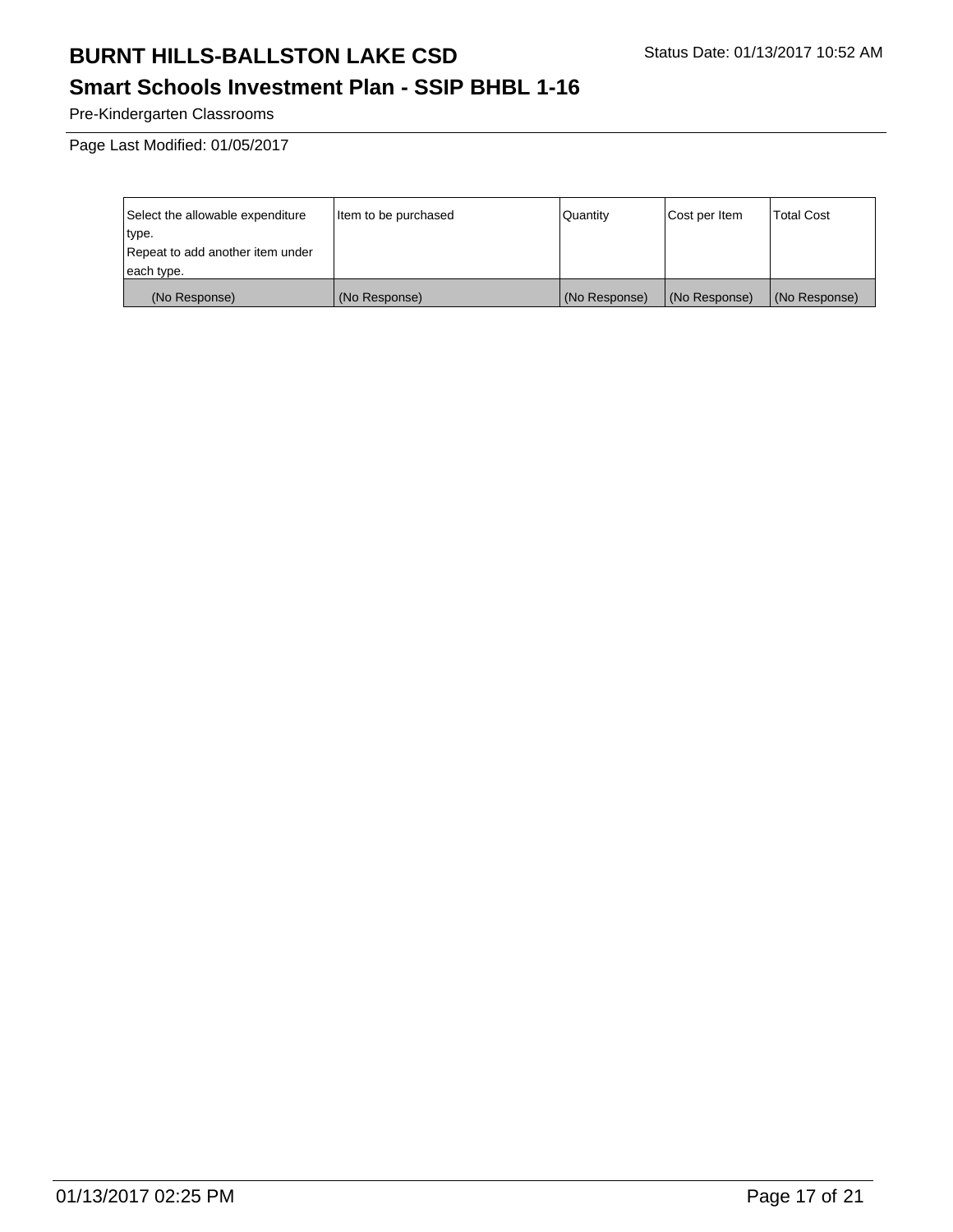Pre-Kindergarten Classrooms

Page Last Modified: 01/05/2017

| Select the allowable expenditure type. Repeat to add another item under each type. | Item to be purchased | Quantity | Cost per Item | Total Cost |
|---|---|---|---|---|
| (No Response) | (No Response) | (No Response) | (No Response) | (No Response) |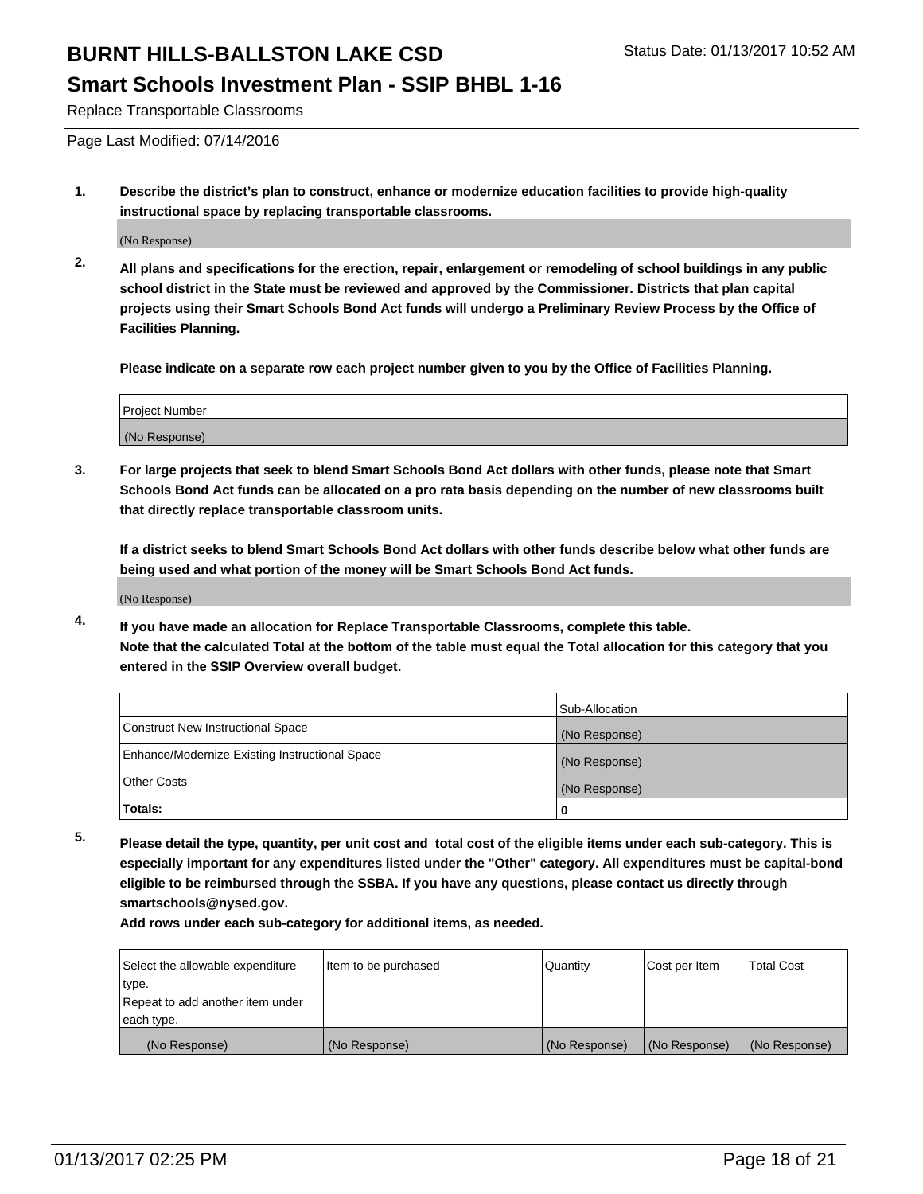# BURNT HILLS-BALLSTON LAKE CSD

Status Date: 01/13/2017 10:52 AM

## Smart Schools Investment Plan - SSIP BHBL 1-16

Replace Transportable Classrooms

Page Last Modified: 07/14/2016

**1. Describe the district's plan to construct, enhance or modernize education facilities to provide high-quality instructional space by replacing transportable classrooms.**

(No Response)

**2. All plans and specifications for the erection, repair, enlargement or remodeling of school buildings in any public school district in the State must be reviewed and approved by the Commissioner. Districts that plan capital projects using their Smart Schools Bond Act funds will undergo a Preliminary Review Process by the Office of Facilities Planning.**

**Please indicate on a separate row each project number given to you by the Office of Facilities Planning.**

| Project Number |
|---|
| (No Response) |

**3. For large projects that seek to blend Smart Schools Bond Act dollars with other funds, please note that Smart Schools Bond Act funds can be allocated on a pro rata basis depending on the number of new classrooms built that directly replace transportable classroom units.**

**If a district seeks to blend Smart Schools Bond Act dollars with other funds describe below what other funds are being used and what portion of the money will be Smart Schools Bond Act funds.**

(No Response)

**4. If you have made an allocation for Replace Transportable Classrooms, complete this table. Note that the calculated Total at the bottom of the table must equal the Total allocation for this category that you entered in the SSIP Overview overall budget.**

| | Sub-Allocation |
|---|---|
| Construct New Instructional Space | (No Response) |
| Enhance/Modernize Existing Instructional Space | (No Response) |
| Other Costs | (No Response) |
| **Totals:** | **0** |

**5. Please detail the type, quantity, per unit cost and total cost of the eligible items under each sub-category. This is especially important for any expenditures listed under the "Other" category. All expenditures must be capital-bond eligible to be reimbursed through the SSBA. If you have any questions, please contact us directly through smartschools@nysed.gov.**

**Add rows under each sub-category for additional items, as needed.**

| Select the allowable expenditure type. Repeat to add another item under each type. | Item to be purchased | Quantity | Cost per Item | Total Cost |
|---|---|---|---|---|
| (No Response) | (No Response) | (No Response) | (No Response) | (No Response) |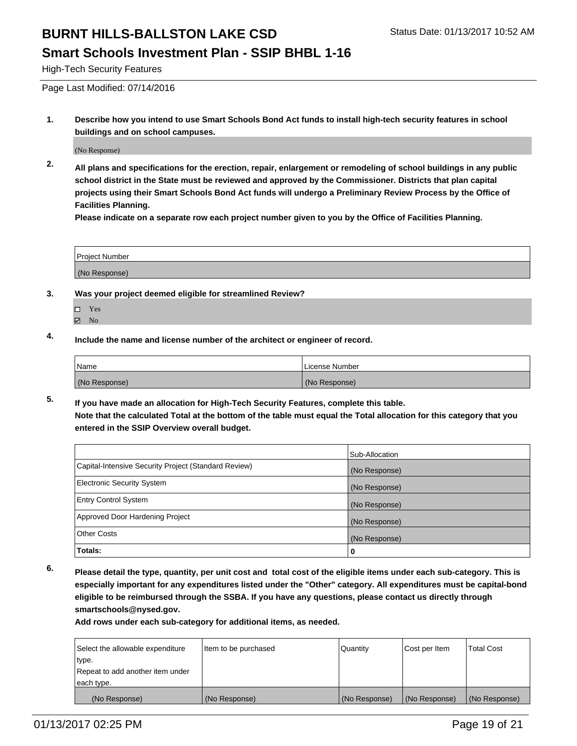# BURNT HILLS-BALLSTON LAKE CSD

Status Date: 01/13/2017 10:52 AM

## Smart Schools Investment Plan - SSIP BHBL 1-16

High-Tech Security Features

Page Last Modified: 07/14/2016

**1. Describe how you intend to use Smart Schools Bond Act funds to install high-tech security features in school buildings and on school campuses.**

(No Response)

**2. All plans and specifications for the erection, repair, enlargement or remodeling of school buildings in any public school district in the State must be reviewed and approved by the Commissioner. Districts that plan capital projects using their Smart Schools Bond Act funds will undergo a Preliminary Review Process by the Office of Facilities Planning.**
**Please indicate on a separate row each project number given to you by the Office of Facilities Planning.**

| Project Number |
|---|
| (No Response) |

**3. Was your project deemed eligible for streamlined Review?**

- ☐ Yes
- ☑ No

**4. Include the name and license number of the architect or engineer of record.**

| Name | License Number |
|---|---|
| (No Response) | (No Response) |

**5. If you have made an allocation for High-Tech Security Features, complete this table.**
**Note that the calculated Total at the bottom of the table must equal the Total allocation for this category that you entered in the SSIP Overview overall budget.**

| | Sub-Allocation |
|---|---|
| Capital-Intensive Security Project (Standard Review) | (No Response) |
| Electronic Security System | (No Response) |
| Entry Control System | (No Response) |
| Approved Door Hardening Project | (No Response) |
| Other Costs | (No Response) |
| **Totals:** | **0** |

**6. Please detail the type, quantity, per unit cost and total cost of the eligible items under each sub-category. This is especially important for any expenditures listed under the "Other" category. All expenditures must be capital-bond eligible to be reimbursed through the SSBA. If you have any questions, please contact us directly through smartschools@nysed.gov.**
**Add rows under each sub-category for additional items, as needed.**

| Select the allowable expenditure type. Repeat to add another item under each type. | Item to be purchased | Quantity | Cost per Item | Total Cost |
|---|---|---|---|---|
| (No Response) | (No Response) | (No Response) | (No Response) | (No Response) |